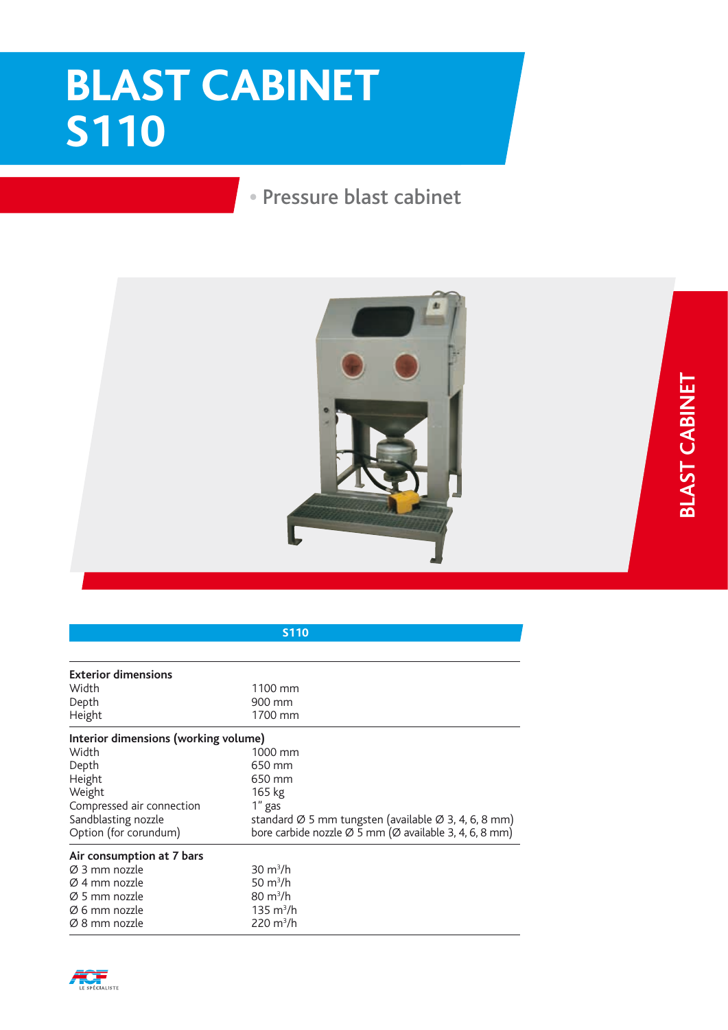# BLAST CABINET S110

• Pressure blast cabinet

BLAST CABINET

| S110 | |
|---|---|
| **Exterior dimensions** | |
| Width | 1100 mm |
| Depth | 900 mm |
| Height | 1700 mm |
| **Interior dimensions (working volume)** | |
| Width | 1000 mm |
| Depth | 650 mm |
| Height | 650 mm |
| Weight | 165 kg |
| Compressed air connection | 1" gas |
| Sandblasting nozzle | standard Ø 5 mm tungsten (available Ø 3, 4, 6, 8 mm) |
| Option (for corundum) | bore carbide nozzle Ø 5 mm (Ø available 3, 4, 6, 8 mm) |
| **Air consumption at 7 bars** | |
| Ø 3 mm nozzle | 30 $m^3$/h |
| Ø 4 mm nozzle | 50 $m^3$/h |
| Ø 5 mm nozzle | 80 $m^3$/h |
| Ø 6 mm nozzle | 135 $m^3$/h |
| Ø 8 mm nozzle | 220 $m^3$/h |

ACF LE SPÉCIALISTE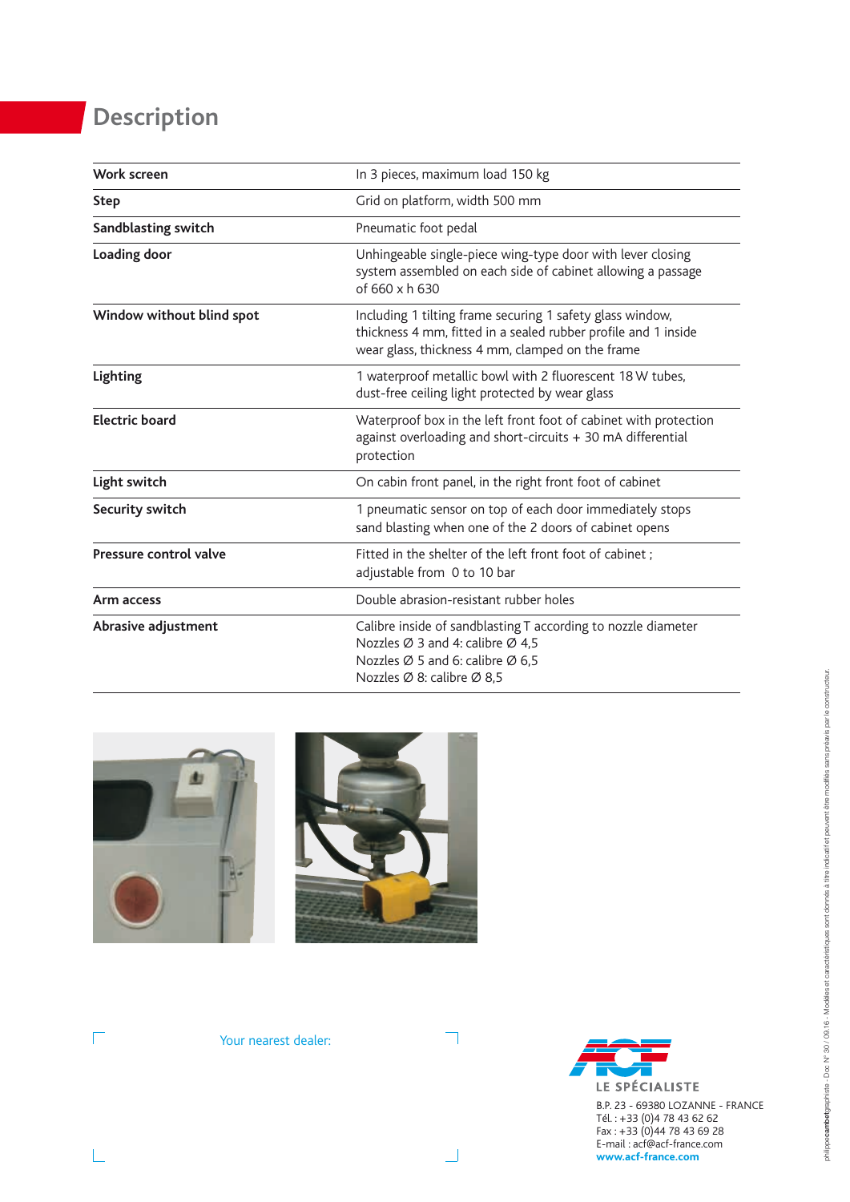## Description

| | |
|---|---|
| **Work screen** | In 3 pieces, maximum load 150 kg |
| **Step** | Grid on platform, width 500 mm |
| **Sandblasting switch** | Pneumatic foot pedal |
| **Loading door** | Unhingeable single-piece wing-type door with lever closing system assembled on each side of cabinet allowing a passage of 660 x h 630 |
| **Window without blind spot** | Including 1 tilting frame securing 1 safety glass window, thickness 4 mm, fitted in a sealed rubber profile and 1 inside wear glass, thickness 4 mm, clamped on the frame |
| **Lighting** | 1 waterproof metallic bowl with 2 fluorescent 18 W tubes, dust-free ceiling light protected by wear glass |
| **Electric board** | Waterproof box in the left front foot of cabinet with protection against overloading and short-circuits + 30 mA differential protection |
| **Light switch** | On cabin front panel, in the right front foot of cabinet |
| **Security switch** | 1 pneumatic sensor on top of each door immediately stops sand blasting when one of the 2 doors of cabinet opens |
| **Pressure control valve** | Fitted in the shelter of the left front foot of cabinet ; adjustable from 0 to 10 bar |
| **Arm access** | Double abrasion-resistant rubber holes |
| **Abrasive adjustment** | Calibre inside of sandblasting T according to nozzle diameter<br>Nozzles Ø 3 and 4: calibre Ø 4,5<br>Nozzles Ø 5 and 6: calibre Ø 6,5<br>Nozzles Ø 8: calibre Ø 8,5 |

Your nearest dealer:

LE SPÉCIALISTE

B.P. 23 - 69380 LOZANNE - FRANCE
Tél. : +33 (0)4 78 43 62 62
Fax : +33 (0)44 78 43 69 28
E-mail : acf@acf-france.com
**www.acf-france.com**

philippecambetgraphiste - Doc. N° 30 / 09.16 - Modèles et caractéristiques sont donnés à titre indicatif et peuvent être modifiés sans préavis par le constructeur.